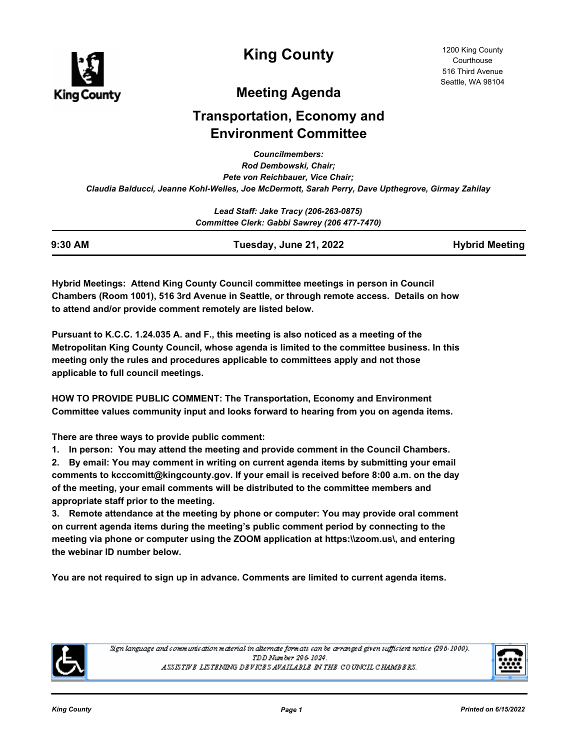# King County

1200 King County Courthouse
516 Third Avenue
Seattle, WA 98104

## Meeting Agenda

## Transportation, Economy and Environment Committee

*Councilmembers:*
*Rod Dembowski, Chair;*
*Pete von Reichbauer, Vice Chair;*
*Claudia Balducci, Jeanne Kohl-Welles, Joe McDermott, Sarah Perry, Dave Upthegrove, Girmay Zahilay*

*Lead Staff: Jake Tracy (206-263-0875)*
*Committee Clerk: Gabbi Sawrey (206 477-7470)*

**9:30 AM** | **Tuesday, June 21, 2022** | **Hybrid Meeting**

**Hybrid Meetings: Attend King County Council committee meetings in person in Council Chambers (Room 1001), 516 3rd Avenue in Seattle, or through remote access. Details on how to attend and/or provide comment remotely are listed below.**

**Pursuant to K.C.C. 1.24.035 A. and F., this meeting is also noticed as a meeting of the Metropolitan King County Council, whose agenda is limited to the committee business. In this meeting only the rules and procedures applicable to committees apply and not those applicable to full council meetings.**

**HOW TO PROVIDE PUBLIC COMMENT: The Transportation, Economy and Environment Committee values community input and looks forward to hearing from you on agenda items.**

**There are three ways to provide public comment:**

**1. In person: You may attend the meeting and provide comment in the Council Chambers.**

**2. By email: You may comment in writing on current agenda items by submitting your email comments to kcccomitt@kingcounty.gov. If your email is received before 8:00 a.m. on the day of the meeting, your email comments will be distributed to the committee members and appropriate staff prior to the meeting.**

**3. Remote attendance at the meeting by phone or computer: You may provide oral comment on current agenda items during the meeting's public comment period by connecting to the meeting via phone or computer using the ZOOM application at https:\\zoom.us\, and entering the webinar ID number below.**

**You are not required to sign up in advance. Comments are limited to current agenda items.**

*Sign language and communication material in alternate formats can be arranged given sufficient notice (296-1000).*
*TDD Number 296-1024.*
*ASSISTIVE LISTENING DEVICES AVAILABLE IN THE COUNCIL CHAMBERS.*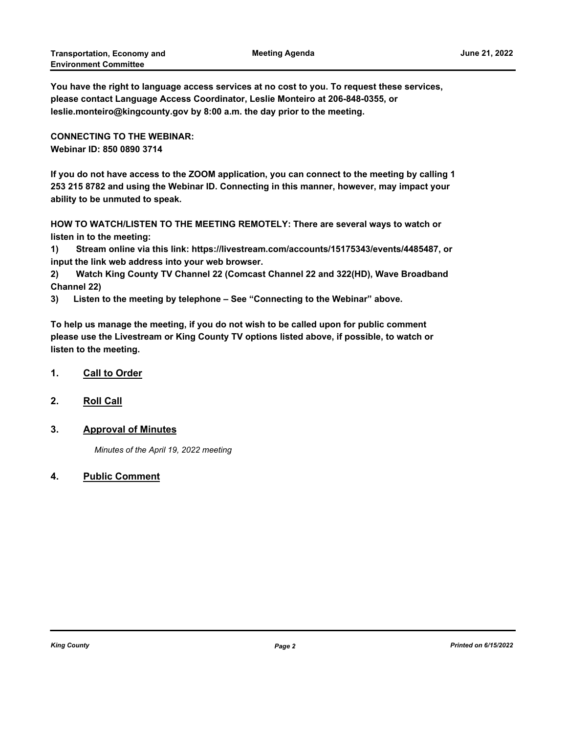**You have the right to language access services at no cost to you. To request these services, please contact Language Access Coordinator, Leslie Monteiro at 206-848-0355, or leslie.monteiro@kingcounty.gov by 8:00 a.m. the day prior to the meeting.**

**CONNECTING TO THE WEBINAR:**
**Webinar ID: 850 0890 3714**

**If you do not have access to the ZOOM application, you can connect to the meeting by calling 1 253 215 8782 and using the Webinar ID. Connecting in this manner, however, may impact your ability to be unmuted to speak.**

**HOW TO WATCH/LISTEN TO THE MEETING REMOTELY: There are several ways to watch or listen in to the meeting:**

**1) Stream online via this link: https://livestream.com/accounts/15175343/events/4485487, or input the link web address into your web browser.**

**2) Watch King County TV Channel 22 (Comcast Channel 22 and 322(HD), Wave Broadband Channel 22)**

**3) Listen to the meeting by telephone – See "Connecting to the Webinar" above.**

**To help us manage the meeting, if you do not wish to be called upon for public comment please use the Livestream or King County TV options listed above, if possible, to watch or listen to the meeting.**

## 1. Call to Order

## 2. Roll Call

## 3. Approval of Minutes

*Minutes of the April 19, 2022 meeting*

## 4. Public Comment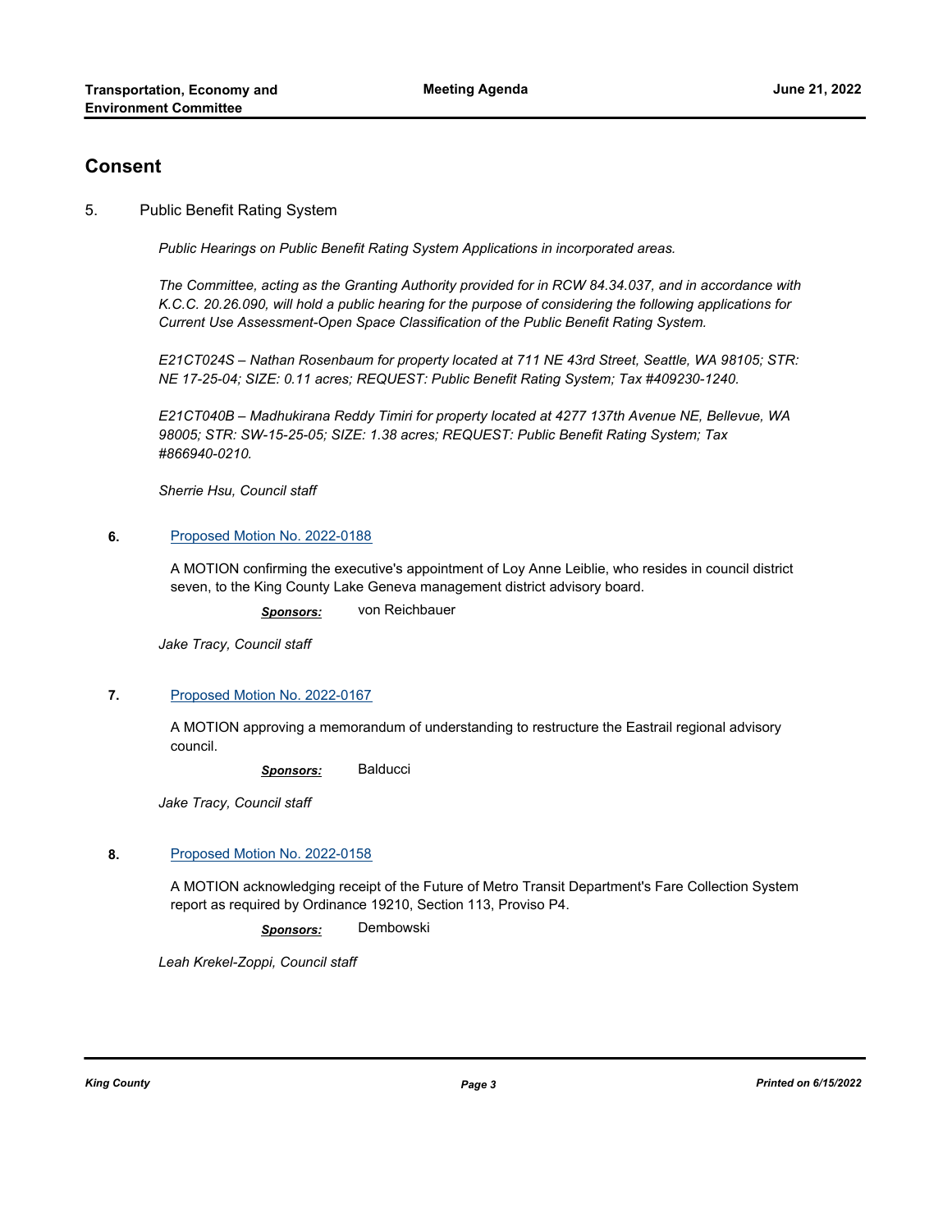## Consent

5. Public Benefit Rating System

*Public Hearings on Public Benefit Rating System Applications in incorporated areas.*

*The Committee, acting as the Granting Authority provided for in RCW 84.34.037, and in accordance with K.C.C. 20.26.090, will hold a public hearing for the purpose of considering the following applications for Current Use Assessment-Open Space Classification of the Public Benefit Rating System.*

*E21CT024S – Nathan Rosenbaum for property located at 711 NE 43rd Street, Seattle, WA 98105; STR: NE 17-25-04; SIZE: 0.11 acres; REQUEST: Public Benefit Rating System; Tax #409230-1240.*

*E21CT040B – Madhukirana Reddy Timiri for property located at 4277 137th Avenue NE, Bellevue, WA 98005; STR: SW-15-25-05; SIZE: 1.38 acres; REQUEST: Public Benefit Rating System; Tax #866940-0210.*

*Sherrie Hsu, Council staff*

**6.** Proposed Motion No. 2022-0188

A MOTION confirming the executive's appointment of Loy Anne Leiblie, who resides in council district seven, to the King County Lake Geneva management district advisory board.

***Sponsors:*** von Reichbauer

*Jake Tracy, Council staff*

**7.** Proposed Motion No. 2022-0167

A MOTION approving a memorandum of understanding to restructure the Eastrail regional advisory council.

***Sponsors:*** Balducci

*Jake Tracy, Council staff*

**8.** Proposed Motion No. 2022-0158

A MOTION acknowledging receipt of the Future of Metro Transit Department's Fare Collection System report as required by Ordinance 19210, Section 113, Proviso P4.

***Sponsors:*** Dembowski

*Leah Krekel-Zoppi, Council staff*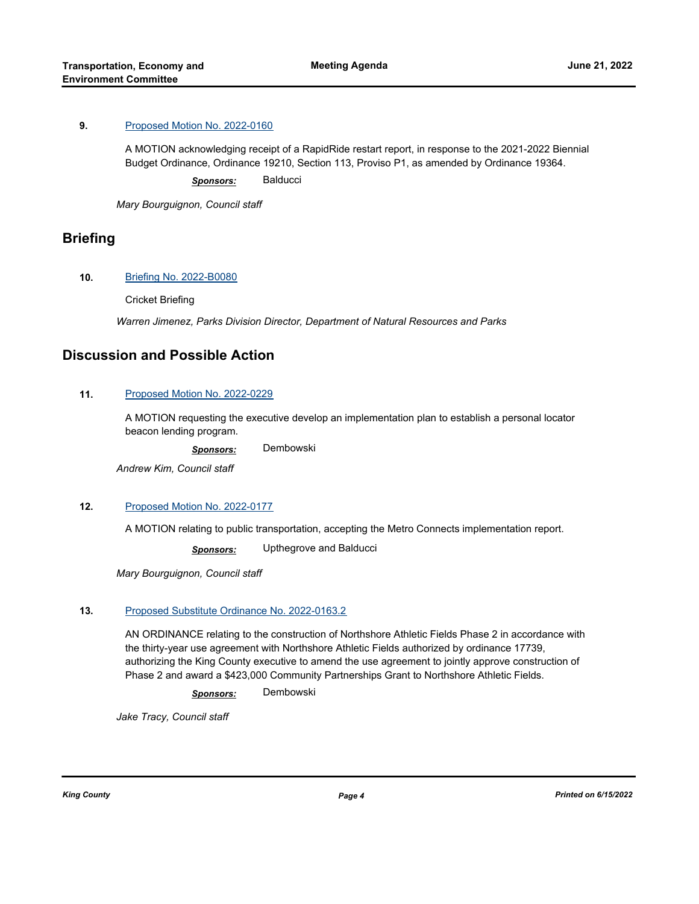**9.** Proposed Motion No. 2022-0160

A MOTION acknowledging receipt of a RapidRide restart report, in response to the 2021-2022 Biennial Budget Ordinance, Ordinance 19210, Section 113, Proviso P1, as amended by Ordinance 19364.

***Sponsors:*** Balducci

*Mary Bourguignon, Council staff*

## Briefing

**10.** Briefing No. 2022-B0080

Cricket Briefing

*Warren Jimenez, Parks Division Director, Department of Natural Resources and Parks*

## Discussion and Possible Action

**11.** Proposed Motion No. 2022-0229

A MOTION requesting the executive develop an implementation plan to establish a personal locator beacon lending program.

***Sponsors:*** Dembowski

*Andrew Kim, Council staff*

**12.** Proposed Motion No. 2022-0177

A MOTION relating to public transportation, accepting the Metro Connects implementation report.

***Sponsors:*** Upthegrove and Balducci

*Mary Bourguignon, Council staff*

**13.** Proposed Substitute Ordinance No. 2022-0163.2

AN ORDINANCE relating to the construction of Northshore Athletic Fields Phase 2 in accordance with the thirty-year use agreement with Northshore Athletic Fields authorized by ordinance 17739, authorizing the King County executive to amend the use agreement to jointly approve construction of Phase 2 and award a $423,000 Community Partnerships Grant to Northshore Athletic Fields.

***Sponsors:*** Dembowski

*Jake Tracy, Council staff*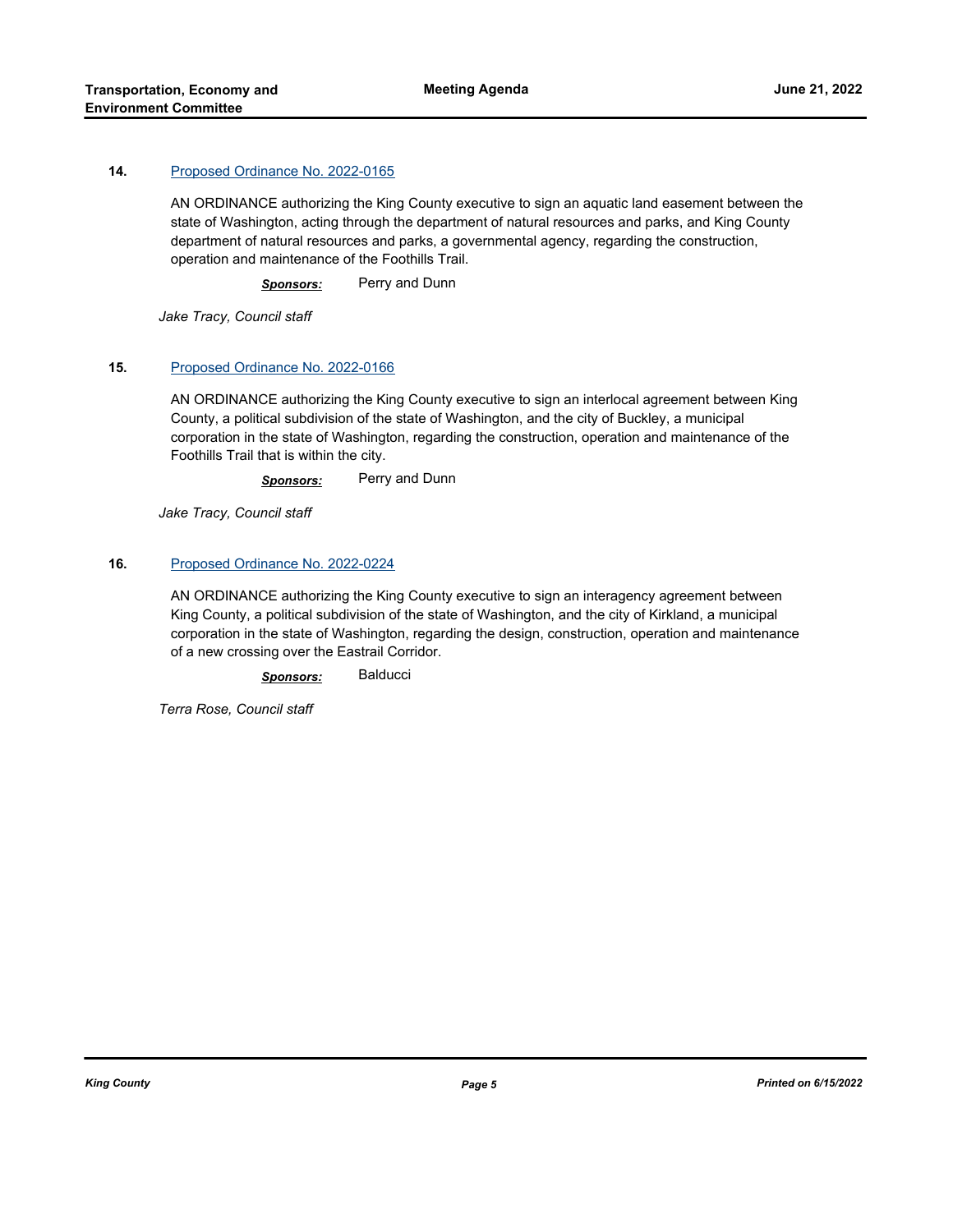**14.** [Proposed Ordinance No. 2022-0165]

AN ORDINANCE authorizing the King County executive to sign an aquatic land easement between the state of Washington, acting through the department of natural resources and parks, and King County department of natural resources and parks, a governmental agency, regarding the construction, operation and maintenance of the Foothills Trail.

***Sponsors:*** Perry and Dunn

*Jake Tracy, Council staff*

**15.** [Proposed Ordinance No. 2022-0166]

AN ORDINANCE authorizing the King County executive to sign an interlocal agreement between King County, a political subdivision of the state of Washington, and the city of Buckley, a municipal corporation in the state of Washington, regarding the construction, operation and maintenance of the Foothills Trail that is within the city.

***Sponsors:*** Perry and Dunn

*Jake Tracy, Council staff*

**16.** [Proposed Ordinance No. 2022-0224]

AN ORDINANCE authorizing the King County executive to sign an interagency agreement between King County, a political subdivision of the state of Washington, and the city of Kirkland, a municipal corporation in the state of Washington, regarding the design, construction, operation and maintenance of a new crossing over the Eastrail Corridor.

***Sponsors:*** Balducci

*Terra Rose, Council staff*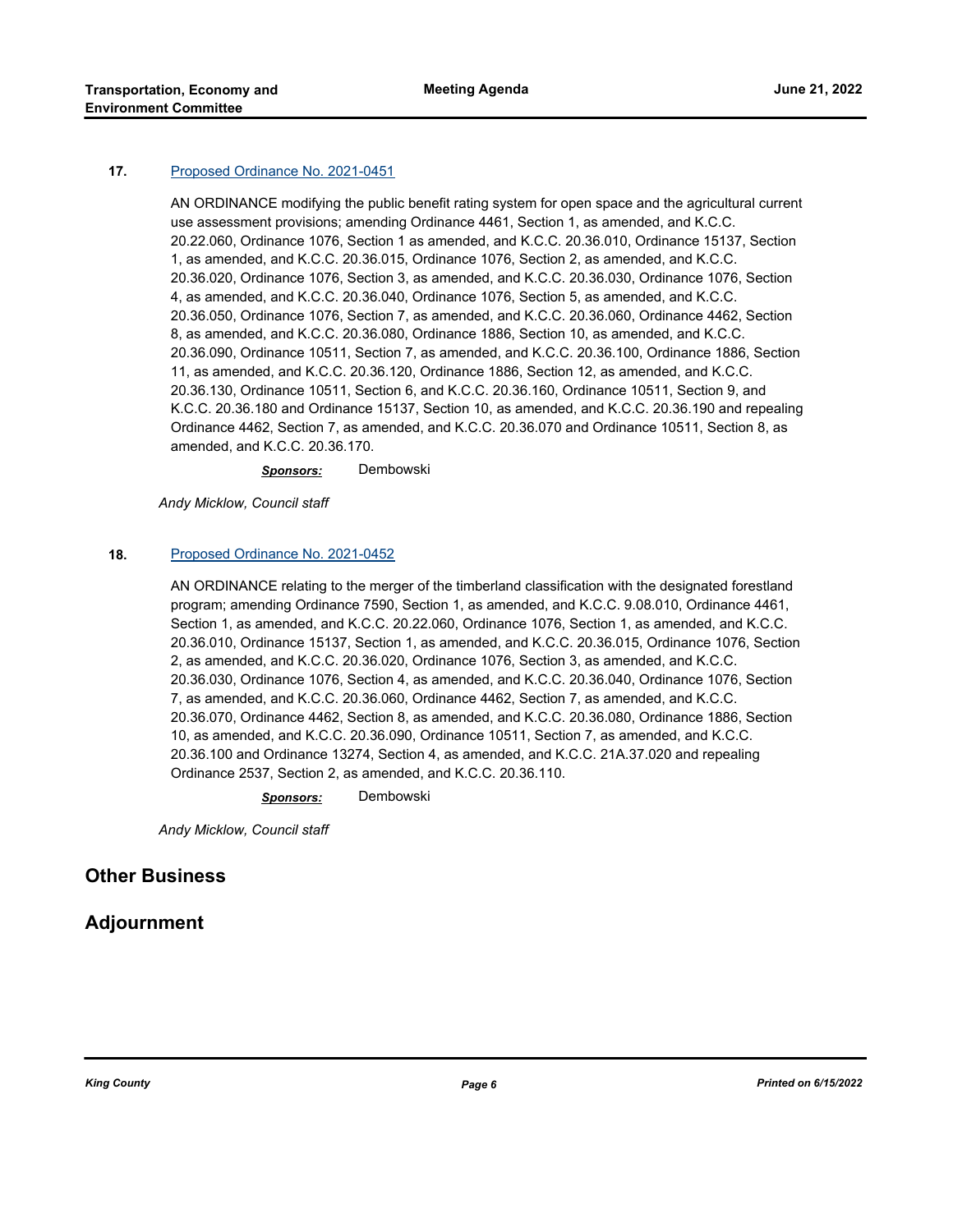**17.** Proposed Ordinance No. 2021-0451

AN ORDINANCE modifying the public benefit rating system for open space and the agricultural current use assessment provisions; amending Ordinance 4461, Section 1, as amended, and K.C.C. 20.22.060, Ordinance 1076, Section 1 as amended, and K.C.C. 20.36.010, Ordinance 15137, Section 1, as amended, and K.C.C. 20.36.015, Ordinance 1076, Section 2, as amended, and K.C.C. 20.36.020, Ordinance 1076, Section 3, as amended, and K.C.C. 20.36.030, Ordinance 1076, Section 4, as amended, and K.C.C. 20.36.040, Ordinance 1076, Section 5, as amended, and K.C.C. 20.36.050, Ordinance 1076, Section 7, as amended, and K.C.C. 20.36.060, Ordinance 4462, Section 8, as amended, and K.C.C. 20.36.080, Ordinance 1886, Section 10, as amended, and K.C.C. 20.36.090, Ordinance 10511, Section 7, as amended, and K.C.C. 20.36.100, Ordinance 1886, Section 11, as amended, and K.C.C. 20.36.120, Ordinance 1886, Section 12, as amended, and K.C.C. 20.36.130, Ordinance 10511, Section 6, and K.C.C. 20.36.160, Ordinance 10511, Section 9, and K.C.C. 20.36.180 and Ordinance 15137, Section 10, as amended, and K.C.C. 20.36.190 and repealing Ordinance 4462, Section 7, as amended, and K.C.C. 20.36.070 and Ordinance 10511, Section 8, as amended, and K.C.C. 20.36.170.

***Sponsors:*** Dembowski

*Andy Micklow, Council staff*

**18.** Proposed Ordinance No. 2021-0452

AN ORDINANCE relating to the merger of the timberland classification with the designated forestland program; amending Ordinance 7590, Section 1, as amended, and K.C.C. 9.08.010, Ordinance 4461, Section 1, as amended, and K.C.C. 20.22.060, Ordinance 1076, Section 1, as amended, and K.C.C. 20.36.010, Ordinance 15137, Section 1, as amended, and K.C.C. 20.36.015, Ordinance 1076, Section 2, as amended, and K.C.C. 20.36.020, Ordinance 1076, Section 3, as amended, and K.C.C. 20.36.030, Ordinance 1076, Section 4, as amended, and K.C.C. 20.36.040, Ordinance 1076, Section 7, as amended, and K.C.C. 20.36.060, Ordinance 4462, Section 7, as amended, and K.C.C. 20.36.070, Ordinance 4462, Section 8, as amended, and K.C.C. 20.36.080, Ordinance 1886, Section 10, as amended, and K.C.C. 20.36.090, Ordinance 10511, Section 7, as amended, and K.C.C. 20.36.100 and Ordinance 13274, Section 4, as amended, and K.C.C. 21A.37.020 and repealing Ordinance 2537, Section 2, as amended, and K.C.C. 20.36.110.

***Sponsors:*** Dembowski

*Andy Micklow, Council staff*

## Other Business

## Adjournment